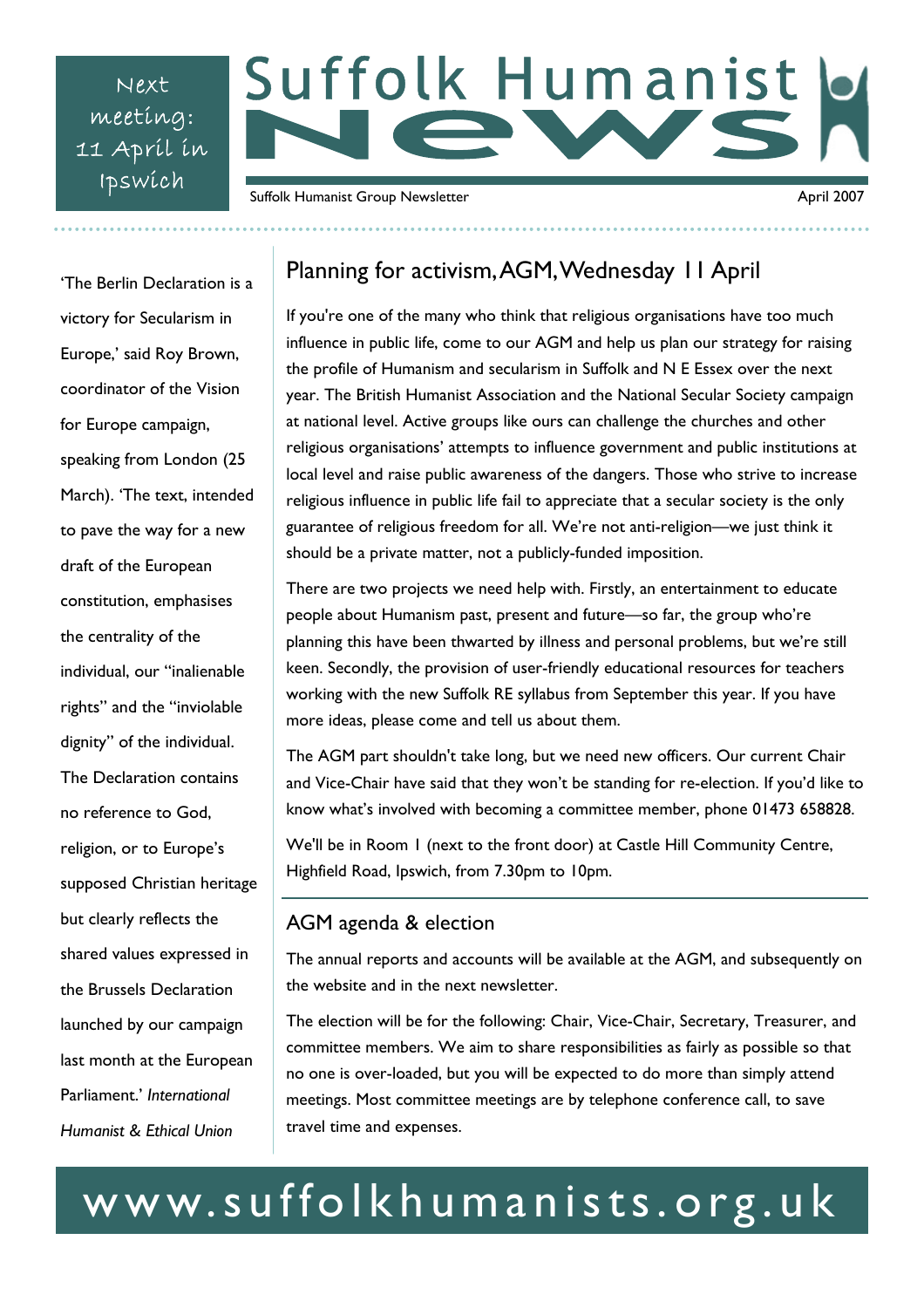Next meeting: 11 April in Ipswich

# Suffolk Humanist News

Suffolk Humanist Group Newsletter

April 2007

'The Berlin Declaration is a victory for Secularism in Europe,' said Roy Brown, coordinator of the Vision for Europe campaign, speaking from London (25 March). 'The text, intended to pave the way for a new draft of the European constitution, emphasises the centrality of the individual, our "inalienable rights" and the "inviolable dignity" of the individual. The Declaration contains no reference to God, religion, or to Europe's supposed Christian heritage but clearly reflects the shared values expressed in the Brussels Declaration launched by our campaign last month at the European Parliament.' *International Humanist & Ethical Union*

## Planning for activism, AGM, Wednesday 11 April

If you're one of the many who think that religious organisations have too much influence in public life, come to our AGM and help us plan our strategy for raising the profile of Humanism and secularism in Suffolk and N E Essex over the next year. The British Humanist Association and the National Secular Society campaign at national level. Active groups like ours can challenge the churches and other religious organisations' attempts to influence government and public institutions at local level and raise public awareness of the dangers. Those who strive to increase religious influence in public life fail to appreciate that a secular society is the only guarantee of religious freedom for all. We're not anti-religion—we just think it should be a private matter, not a publicly-funded imposition.

There are two projects we need help with. Firstly, an entertainment to educate people about Humanism past, present and future—so far, the group who're planning this have been thwarted by illness and personal problems, but we're still keen. Secondly, the provision of user-friendly educational resources for teachers working with the new Suffolk RE syllabus from September this year. If you have more ideas, please come and tell us about them.

The AGM part shouldn't take long, but we need new officers. Our current Chair and Vice-Chair have said that they won't be standing for re-election. If you'd like to know what's involved with becoming a committee member, phone 01473 658828.

We'll be in Room 1 (next to the front door) at Castle Hill Community Centre, Highfield Road, Ipswich, from 7.30pm to 10pm.

## AGM agenda & election

The annual reports and accounts will be available at the AGM, and subsequently on the website and in the next newsletter.

The election will be for the following: Chair, Vice-Chair, Secretary, Treasurer, and committee members. We aim to share responsibilities as fairly as possible so that no one is over-loaded, but you will be expected to do more than simply attend meetings. Most committee meetings are by telephone conference call, to save travel time and expenses.

www.suffolkhumanists.org.uk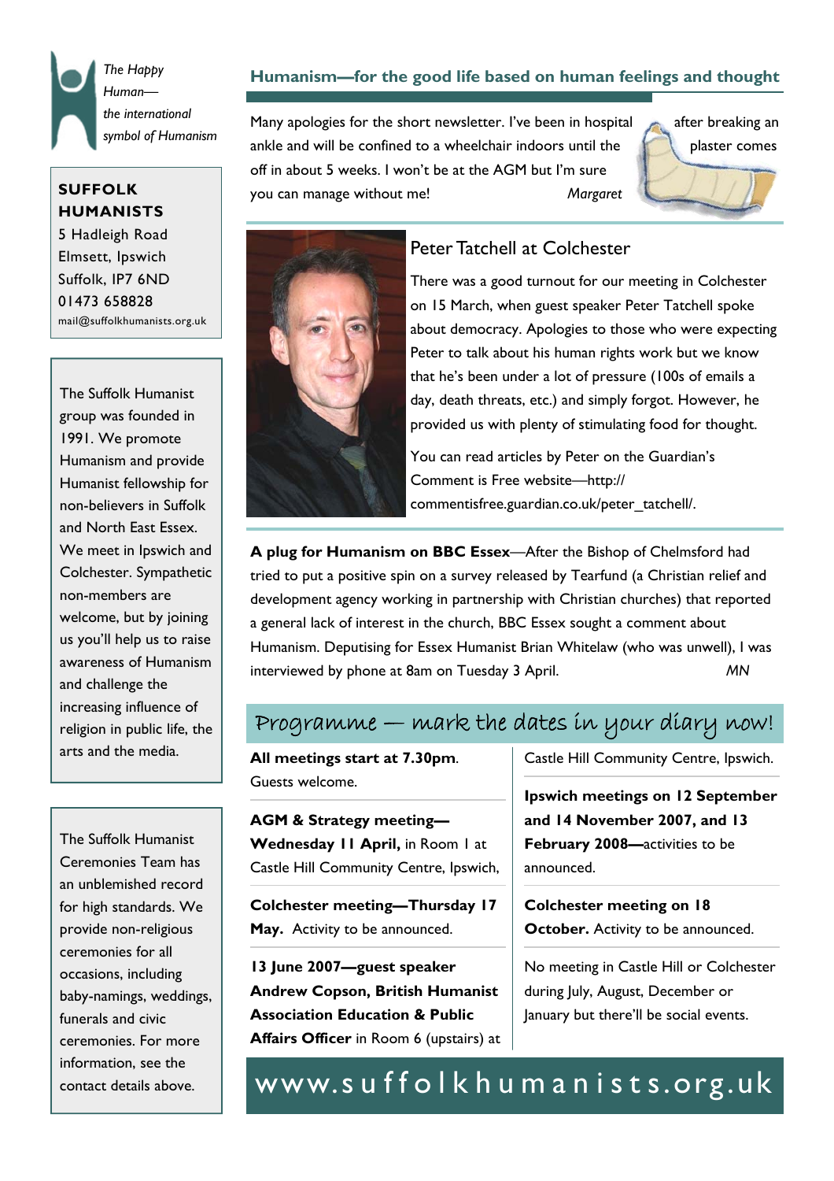*The Happy Human—the international symbol of Humanism*

**SUFFOLK HUMANISTS**
5 Hadleigh Road
Elmsett, Ipswich
Suffolk, IP7 6ND
01473 658828
mail@suffolkhumanists.org.uk

The Suffolk Humanist group was founded in 1991. We promote Humanism and provide Humanist fellowship for non-believers in Suffolk and North East Essex. We meet in Ipswich and Colchester. Sympathetic non-members are welcome, but by joining us you'll help us to raise awareness of Humanism and challenge the increasing influence of religion in public life, the arts and the media.

The Suffolk Humanist Ceremonies Team has an unblemished record for high standards. We provide non-religious ceremonies for all occasions, including baby-namings, weddings, funerals and civic ceremonies. For more information, see the contact details above.

## Humanism—for the good life based on human feelings and thought

Many apologies for the short newsletter. I've been in hospital after breaking an ankle and will be confined to a wheelchair indoors until the plaster comes off in about 5 weeks. I won't be at the AGM but I'm sure you can manage without me! *Margaret*

### Peter Tatchell at Colchester

There was a good turnout for our meeting in Colchester on 15 March, when guest speaker Peter Tatchell spoke about democracy. Apologies to those who were expecting Peter to talk about his human rights work but we know that he's been under a lot of pressure (100s of emails a day, death threats, etc.) and simply forgot. However, he provided us with plenty of stimulating food for thought.

You can read articles by Peter on the Guardian's Comment is Free website—http://commentisfree.guardian.co.uk/peter_tatchell/.

**A plug for Humanism on BBC Essex**—After the Bishop of Chelmsford had tried to put a positive spin on a survey released by Tearfund (a Christian relief and development agency working in partnership with Christian churches) that reported a general lack of interest in the church, BBC Essex sought a comment about Humanism. Deputising for Essex Humanist Brian Whitelaw (who was unwell), I was interviewed by phone at 8am on Tuesday 3 April. *MN*

## Programme — mark the dates in your diary now!

**All meetings start at 7.30pm**. Guests welcome.

**AGM & Strategy meeting—Wednesday 11 April,** in Room 1 at Castle Hill Community Centre, Ipswich,

**Colchester meeting—Thursday 17 May.** Activity to be announced.

**13 June 2007—guest speaker Andrew Copson, British Humanist Association Education & Public Affairs Officer** in Room 6 (upstairs) at Castle Hill Community Centre, Ipswich.

**Ipswich meetings on 12 September and 14 November 2007, and 13 February 2008—**activities to be announced.

**Colchester meeting on 18 October.** Activity to be announced.

No meeting in Castle Hill or Colchester during July, August, December or January but there'll be social events.

**www.suffolkhumanists.org.uk**